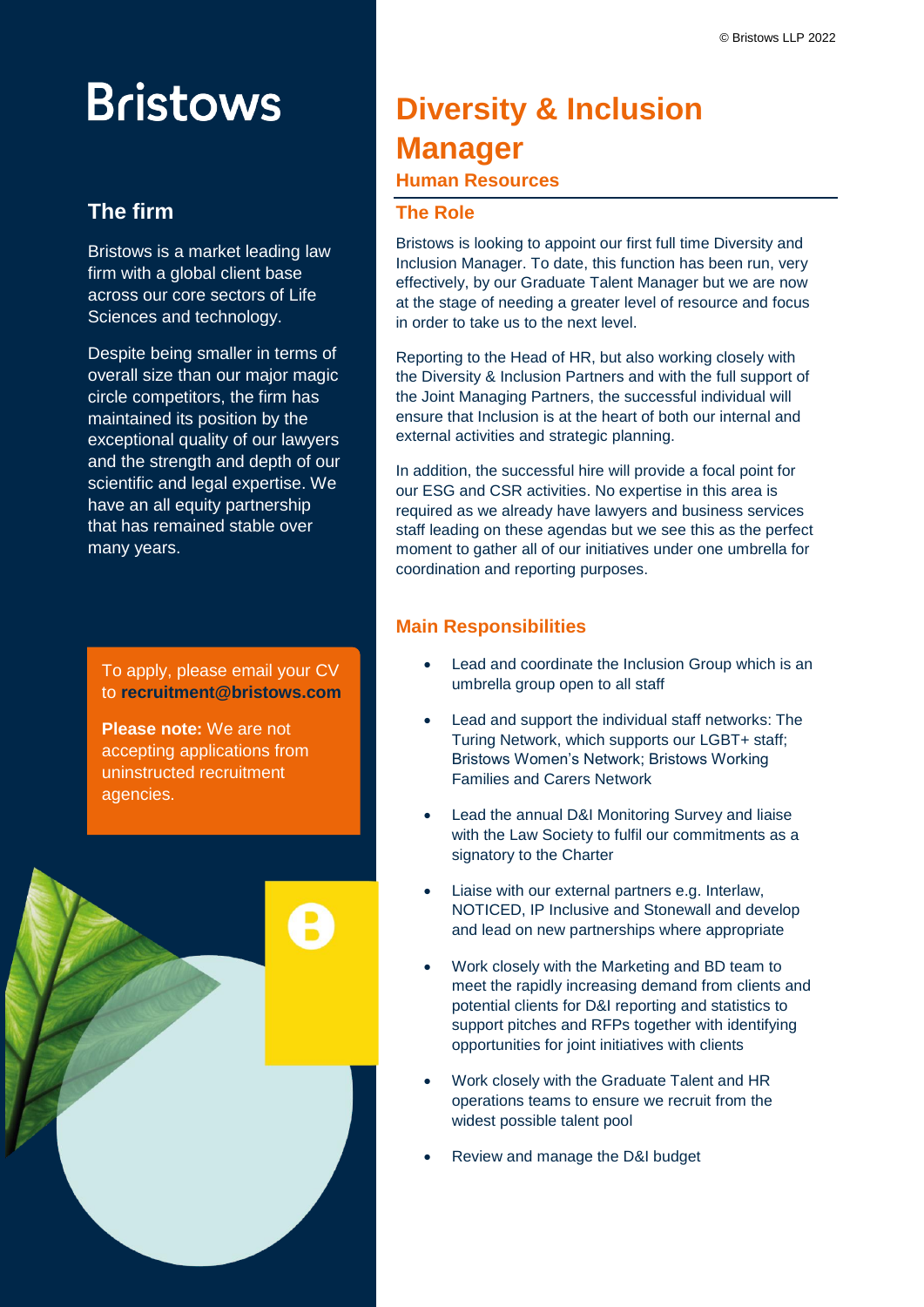# Bristows

## The firm

Bristows is a market leading law firm with a global client base across our core sectors of Life Sciences and technology.

Despite being smaller in terms of overall size than our major magic circle competitors, the firm has maintained its position by the exceptional quality of our lawyers and the strength and depth of our scientific and legal expertise. We have an all equity partnership that has remained stable over many years.

To apply, please email your CV to **recruitment@bristows.com**

**Please note:** We are not accepting applications from uninstructed recruitment agencies.

# Diversity & Inclusion Manager

**Human Resources**

## The Role

Bristows is looking to appoint our first full time Diversity and Inclusion Manager. To date, this function has been run, very effectively, by our Graduate Talent Manager but we are now at the stage of needing a greater level of resource and focus in order to take us to the next level.

Reporting to the Head of HR, but also working closely with the Diversity & Inclusion Partners and with the full support of the Joint Managing Partners, the successful individual will ensure that Inclusion is at the heart of both our internal and external activities and strategic planning.

In addition, the successful hire will provide a focal point for our ESG and CSR activities. No expertise in this area is required as we already have lawyers and business services staff leading on these agendas but we see this as the perfect moment to gather all of our initiatives under one umbrella for coordination and reporting purposes.

## Main Responsibilities

- Lead and coordinate the Inclusion Group which is an umbrella group open to all staff
- Lead and support the individual staff networks: The Turing Network, which supports our LGBT+ staff; Bristows Women's Network; Bristows Working Families and Carers Network
- Lead the annual D&I Monitoring Survey and liaise with the Law Society to fulfil our commitments as a signatory to the Charter
- Liaise with our external partners e.g. Interlaw, NOTICED, IP Inclusive and Stonewall and develop and lead on new partnerships where appropriate
- Work closely with the Marketing and BD team to meet the rapidly increasing demand from clients and potential clients for D&I reporting and statistics to support pitches and RFPs together with identifying opportunities for joint initiatives with clients
- Work closely with the Graduate Talent and HR operations teams to ensure we recruit from the widest possible talent pool
- Review and manage the D&I budget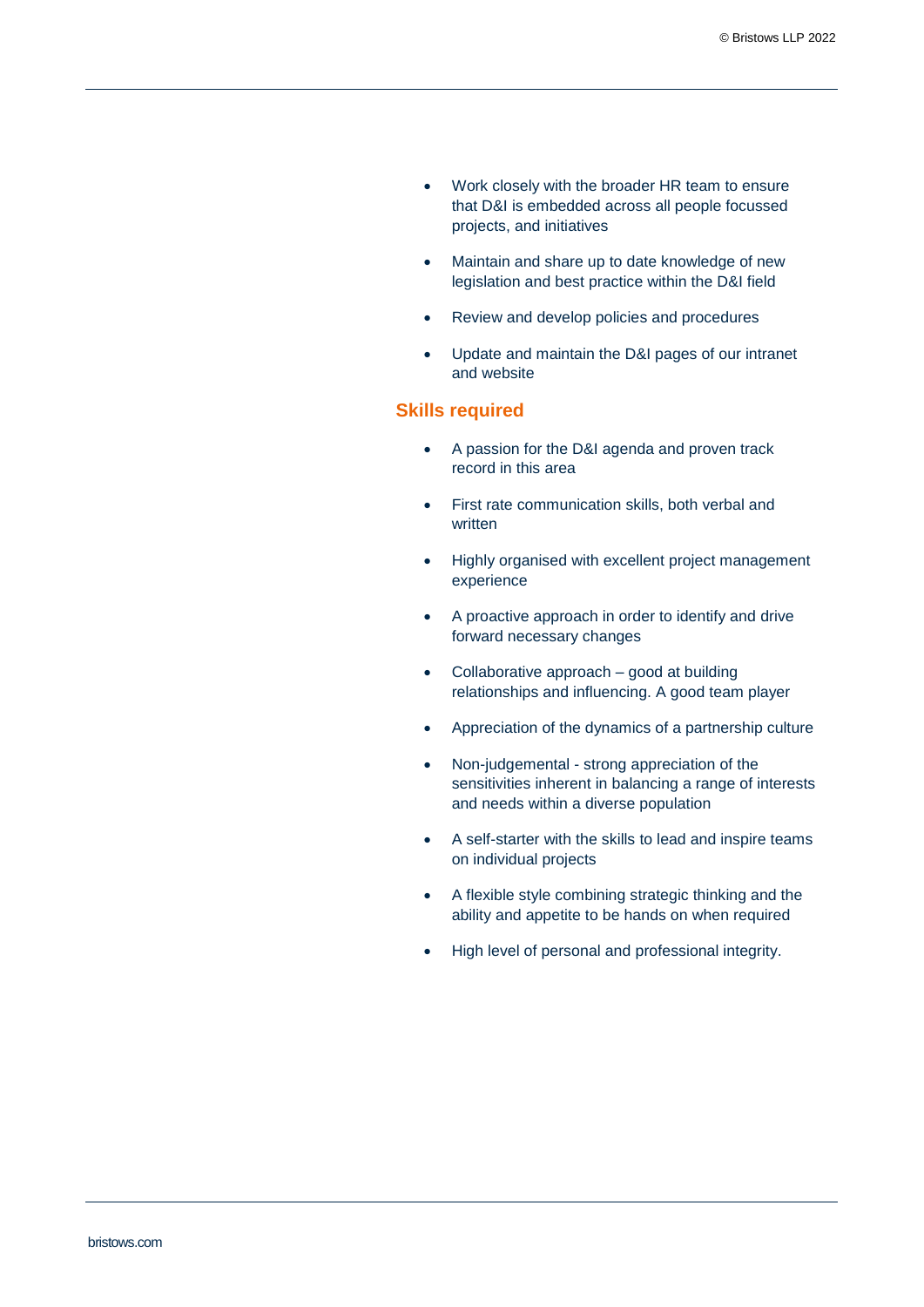- Work closely with the broader HR team to ensure that D&I is embedded across all people focussed projects, and initiatives
- Maintain and share up to date knowledge of new legislation and best practice within the D&I field
- Review and develop policies and procedures
- Update and maintain the D&I pages of our intranet and website

## Skills required

- A passion for the D&I agenda and proven track record in this area
- First rate communication skills, both verbal and written
- Highly organised with excellent project management experience
- A proactive approach in order to identify and drive forward necessary changes
- Collaborative approach – good at building relationships and influencing. A good team player
- Appreciation of the dynamics of a partnership culture
- Non-judgemental - strong appreciation of the sensitivities inherent in balancing a range of interests and needs within a diverse population
- A self-starter with the skills to lead and inspire teams on individual projects
- A flexible style combining strategic thinking and the ability and appetite to be hands on when required
- High level of personal and professional integrity.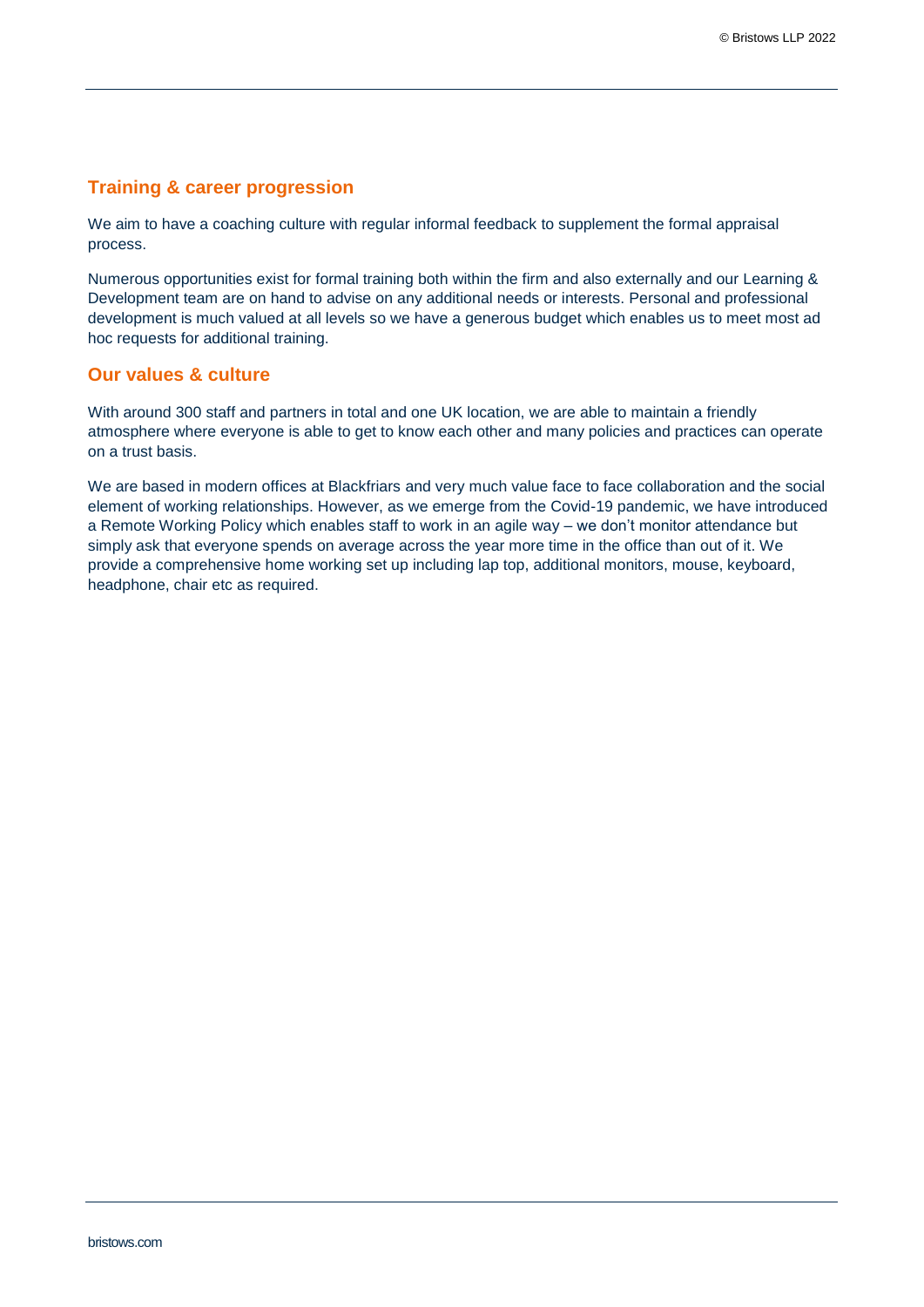## Training & career progression

We aim to have a coaching culture with regular informal feedback to supplement the formal appraisal process.

Numerous opportunities exist for formal training both within the firm and also externally and our Learning & Development team are on hand to advise on any additional needs or interests. Personal and professional development is much valued at all levels so we have a generous budget which enables us to meet most ad hoc requests for additional training.

## Our values & culture

With around 300 staff and partners in total and one UK location, we are able to maintain a friendly atmosphere where everyone is able to get to know each other and many policies and practices can operate on a trust basis.

We are based in modern offices at Blackfriars and very much value face to face collaboration and the social element of working relationships. However, as we emerge from the Covid-19 pandemic, we have introduced a Remote Working Policy which enables staff to work in an agile way – we don't monitor attendance but simply ask that everyone spends on average across the year more time in the office than out of it. We provide a comprehensive home working set up including lap top, additional monitors, mouse, keyboard, headphone, chair etc as required.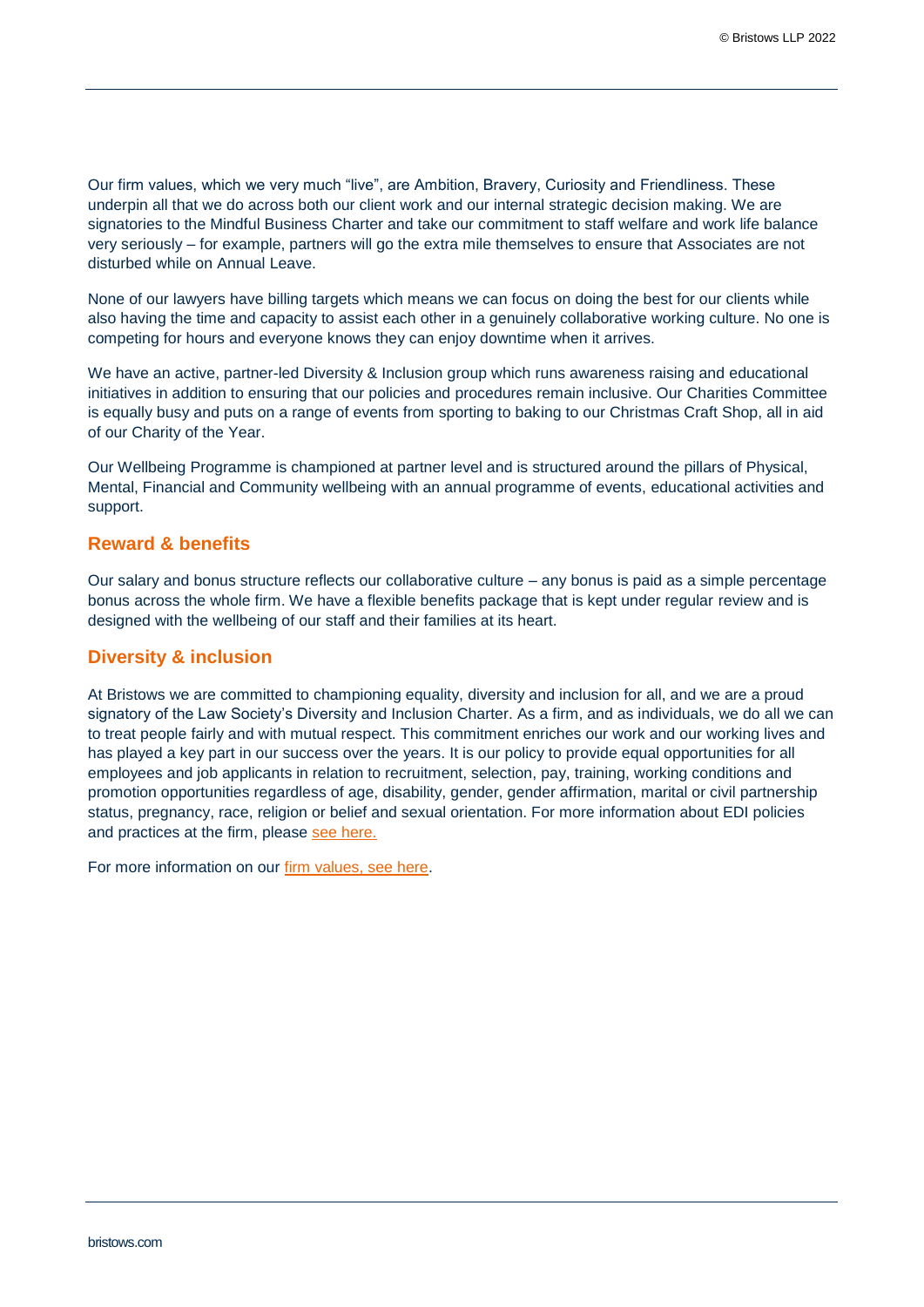Our firm values, which we very much "live", are Ambition, Bravery, Curiosity and Friendliness. These underpin all that we do across both our client work and our internal strategic decision making. We are signatories to the Mindful Business Charter and take our commitment to staff welfare and work life balance very seriously – for example, partners will go the extra mile themselves to ensure that Associates are not disturbed while on Annual Leave.

None of our lawyers have billing targets which means we can focus on doing the best for our clients while also having the time and capacity to assist each other in a genuinely collaborative working culture. No one is competing for hours and everyone knows they can enjoy downtime when it arrives.

We have an active, partner-led Diversity & Inclusion group which runs awareness raising and educational initiatives in addition to ensuring that our policies and procedures remain inclusive. Our Charities Committee is equally busy and puts on a range of events from sporting to baking to our Christmas Craft Shop, all in aid of our Charity of the Year.

Our Wellbeing Programme is championed at partner level and is structured around the pillars of Physical, Mental, Financial and Community wellbeing with an annual programme of events, educational activities and support.

## Reward & benefits

Our salary and bonus structure reflects our collaborative culture – any bonus is paid as a simple percentage bonus across the whole firm. We have a flexible benefits package that is kept under regular review and is designed with the wellbeing of our staff and their families at its heart.

## Diversity & inclusion

At Bristows we are committed to championing equality, diversity and inclusion for all, and we are a proud signatory of the Law Society's Diversity and Inclusion Charter. As a firm, and as individuals, we do all we can to treat people fairly and with mutual respect. This commitment enriches our work and our working lives and has played a key part in our success over the years. It is our policy to provide equal opportunities for all employees and job applicants in relation to recruitment, selection, pay, training, working conditions and promotion opportunities regardless of age, disability, gender, gender affirmation, marital or civil partnership status, pregnancy, race, religion or belief and sexual orientation. For more information about EDI policies and practices at the firm, please see here.

For more information on our firm values, see here.